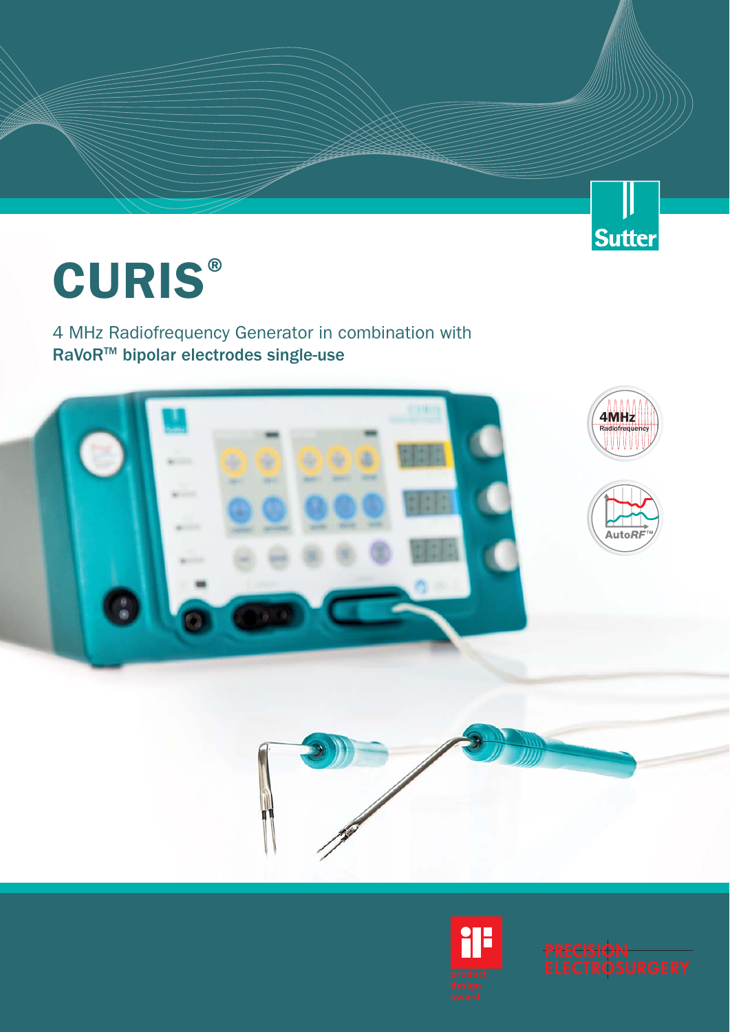Sutter

# CURIS®

4 MHz Radiofrequency Generator in combination with
**RaVoR™ bipolar electrodes single-use**

4MHz Radiofrequency

AutoRF™

iF product design award

PRECISION ELECTROSURGERY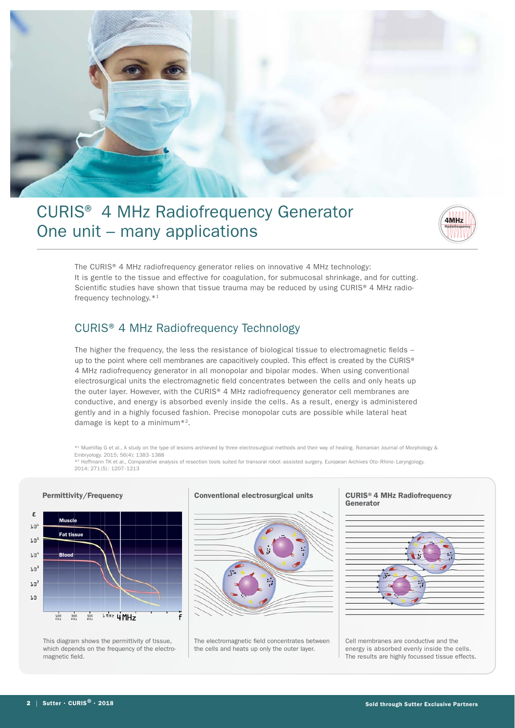# CURIS® 4 MHz Radiofrequency Generator One unit – many applications

The CURIS® 4 MHz radiofrequency generator relies on innovative 4 MHz technology: It is gentle to the tissue and effective for coagulation, for submucosal shrinkage, and for cutting. Scientific studies have shown that tissue trauma may be reduced by using CURIS® 4 MHz radiofrequency technology.*[1]

## CURIS® 4 MHz Radiofrequency Technology

The higher the frequency, the less the resistance of biological tissue to electromagnetic fields – up to the point where cell membranes are capacitively coupled. This effect is created by the CURIS® 4 MHz radiofrequency generator in all monopolar and bipolar modes. When using conventional electrosurgical units the electromagnetic field concentrates between the cells and only heats up the outer layer. However, with the CURIS® 4 MHz radiofrequency generator cell membranes are conductive, and energy is absorbed evenly inside the cells. As a result, energy is administered gently and in a highly focused fashion. Precise monopolar cuts are possible while lateral heat damage is kept to a minimum*[2].

*[1] Muehlfay G et al., A study on the type of lesions archieved by three electrosurgical methods and their way of healing. Romanian Journal of Morphology & Embryology. 2015; 56(4): 1383-1388

*[2] Hoffmann TK et al., Comparative analysis of resection tools suited for transoral robot-assisted surgery. European Archives Oto-Rhino-Laryngology. 2014; 271(5): 1207-1213

**Permittivity/Frequency**

This diagram shows the permittivity of tissue, which depends on the frequency of the electromagnetic field.

**Conventional electrosurgical units**

The electromagnetic field concentrates between the cells and heats up only the outer layer.

**CURIS® 4 MHz Radiofrequency Generator**

Cell membranes are conductive and the energy is absorbed evenly inside the cells. The results are highly focussed tissue effects.

Sold through Sutter Exclusive Partners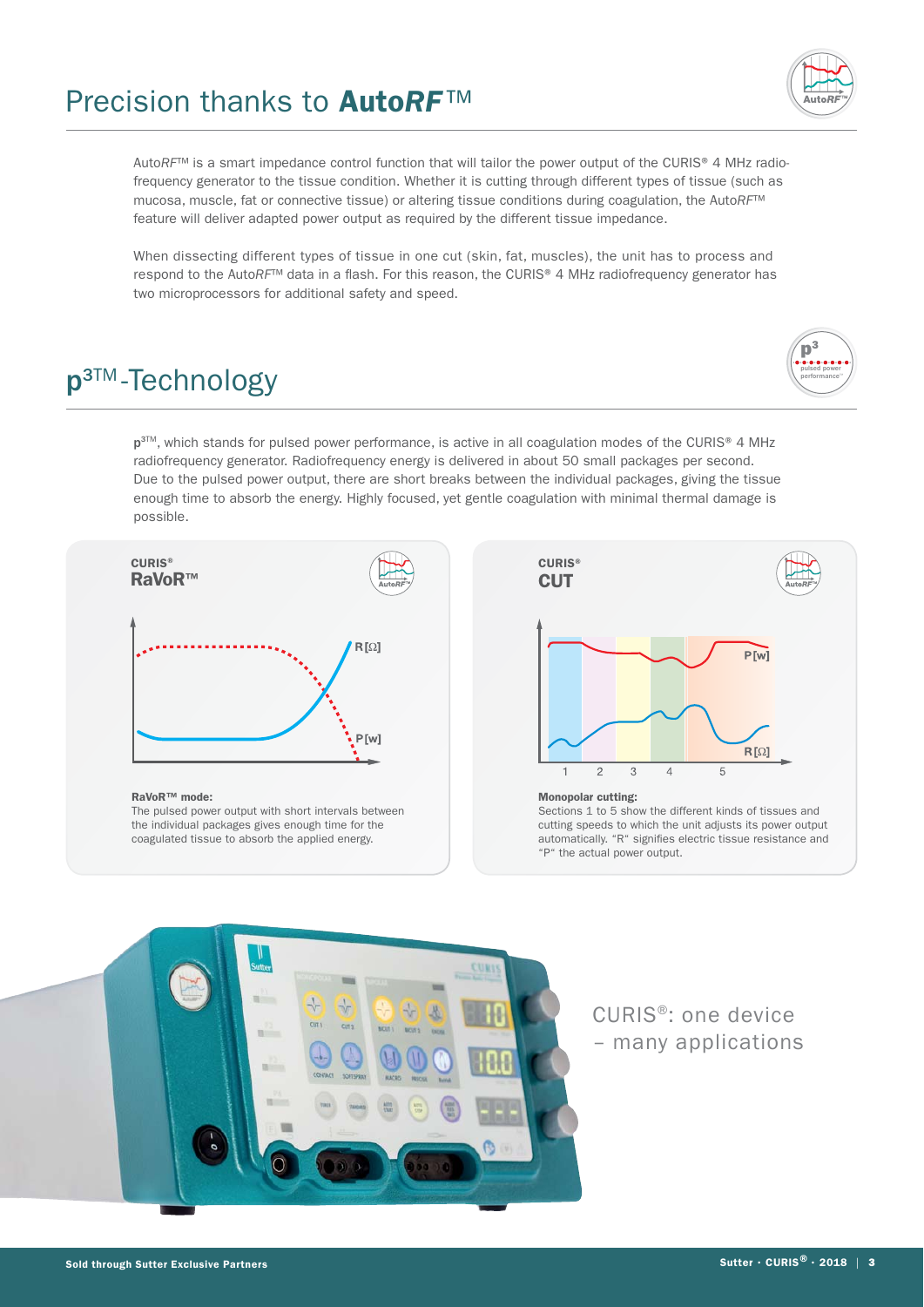# Precision thanks to Auto*RF*™

Auto*RF*™ is a smart impedance control function that will tailor the power output of the CURIS® 4 MHz radio-frequency generator to the tissue condition. Whether it is cutting through different types of tissue (such as mucosa, muscle, fat or connective tissue) or altering tissue conditions during coagulation, the Auto*RF*™ feature will deliver adapted power output as required by the different tissue impedance.

When dissecting different types of tissue in one cut (skin, fat, muscles), the unit has to process and respond to the Auto*RF*™ data in a flash. For this reason, the CURIS® 4 MHz radiofrequency generator has two microprocessors for additional safety and speed.

# p³™-Technology

p³™, which stands for pulsed power performance, is active in all coagulation modes of the CURIS® 4 MHz radiofrequency generator. Radiofrequency energy is delivered in about 50 small packages per second. Due to the pulsed power output, there are short breaks between the individual packages, giving the tissue enough time to absorb the energy. Highly focused, yet gentle coagulation with minimal thermal damage is possible.

**CURIS®**
**RaVoR™**

R[Ω]
P[w]

**RaVoR™ mode:**
The pulsed power output with short intervals between the individual packages gives enough time for the coagulated tissue to absorb the applied energy.

**CURIS®**
**CUT**

P[w]
R[Ω]
1 2 3 4 5

**Monopolar cutting:**
Sections 1 to 5 show the different kinds of tissues and cutting speeds to which the unit adjusts its power output automatically. "R" signifies electric tissue resistance and "P" the actual power output.

CURIS®: one device – many applications

Sold through Sutter Exclusive Partners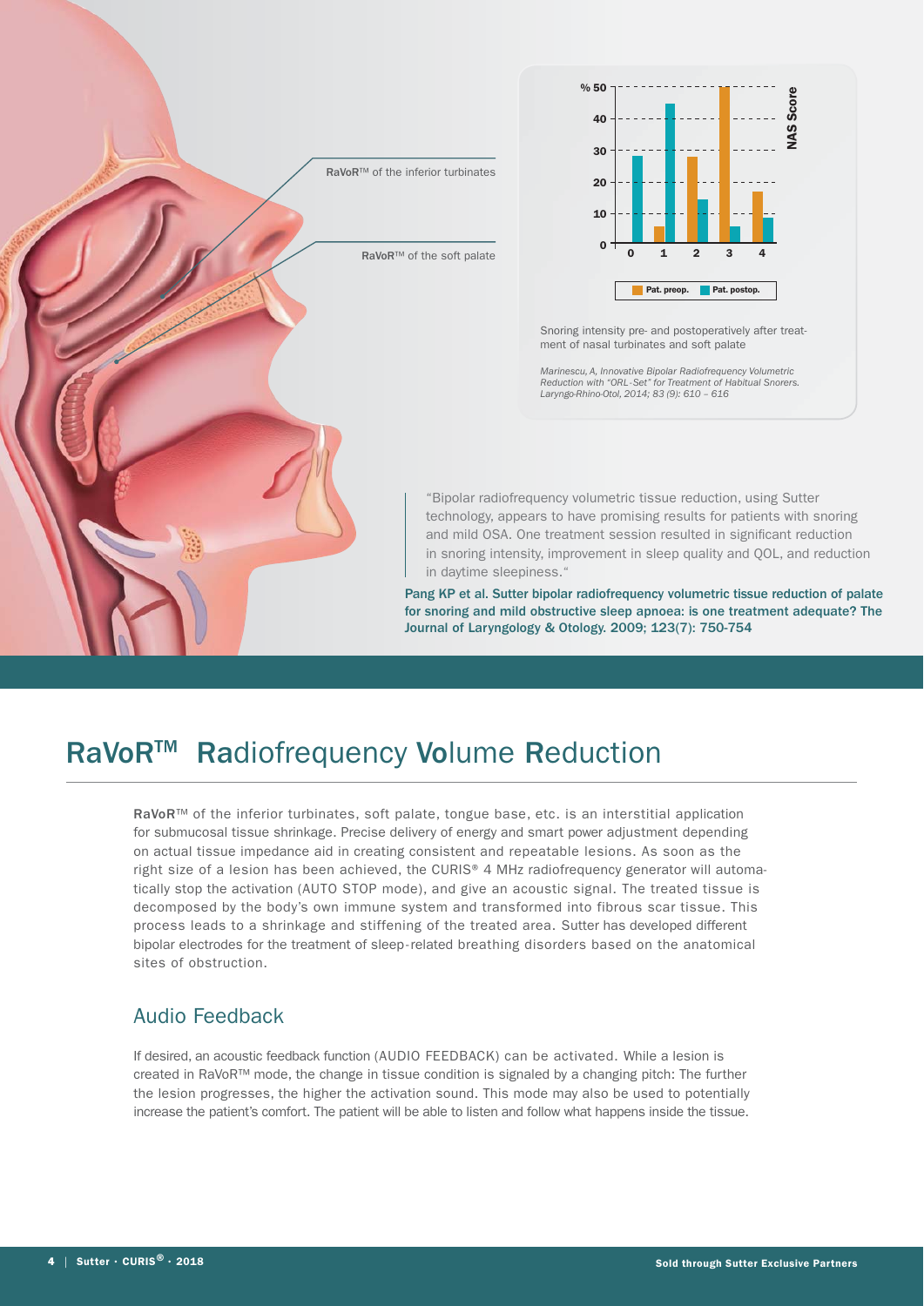RaVoR™ of the inferior turbinates

RaVoR™ of the soft palate

Snoring intensity pre- and postoperatively after treatment of nasal turbinates and soft palate

*Marinescu, A, Innovative Bipolar Radiofrequency Volumetric Reduction with "ORL-Set" for Treatment of Habitual Snorers. Laryngo-Rhino-Otol, 2014; 83 (9): 610 – 616*

> "Bipolar radiofrequency volumetric tissue reduction, using Sutter technology, appears to have promising results for patients with snoring and mild OSA. One treatment session resulted in significant reduction in snoring intensity, improvement in sleep quality and QOL, and reduction in daytime sleepiness."

**Pang KP et al. Sutter bipolar radiofrequency volumetric tissue reduction of palate for snoring and mild obstructive sleep apnoea: is one treatment adequate? The Journal of Laryngology & Otology. 2009; 123(7): 750-754**

# RaVoR™ Radiofrequency Volume Reduction

**RaVoR**™ of the inferior turbinates, soft palate, tongue base, etc. is an interstitial application for submucosal tissue shrinkage. Precise delivery of energy and smart power adjustment depending on actual tissue impedance aid in creating consistent and repeatable lesions. As soon as the right size of a lesion has been achieved, the CURIS® 4 MHz radiofrequency generator will automatically stop the activation (AUTO STOP mode), and give an acoustic signal. The treated tissue is decomposed by the body's own immune system and transformed into fibrous scar tissue. This process leads to a shrinkage and stiffening of the treated area. Sutter has developed different bipolar electrodes for the treatment of sleep-related breathing disorders based on the anatomical sites of obstruction.

## Audio Feedback

If desired, an acoustic feedback function (AUDIO FEEDBACK) can be activated. While a lesion is created in RaVoR™ mode, the change in tissue condition is signaled by a changing pitch: The further the lesion progresses, the higher the activation sound. This mode may also be used to potentially increase the patient's comfort. The patient will be able to listen and follow what happens inside the tissue.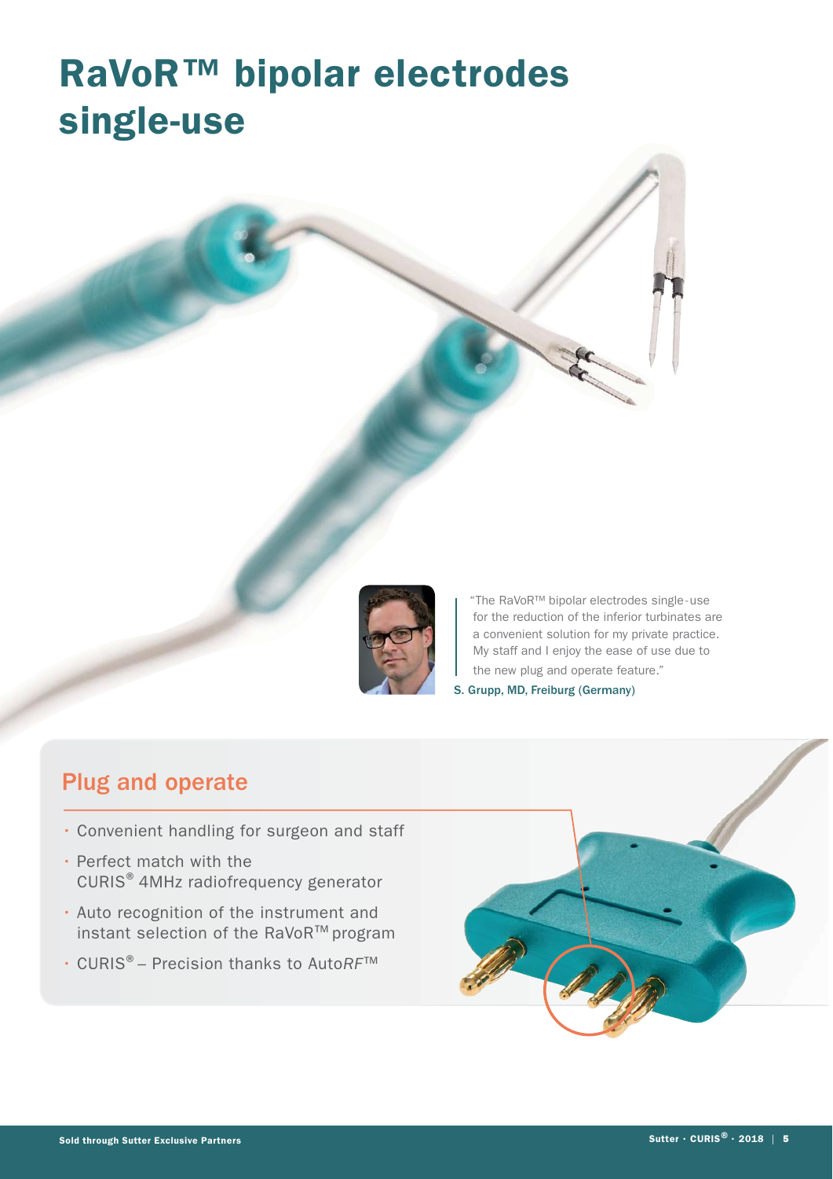# RaVoR™ bipolar electrodes single-use

"The RaVoR™ bipolar electrodes single-use for the reduction of the inferior turbinates are a convenient solution for my private practice. My staff and I enjoy the ease of use due to the new plug and operate feature."

S. Grupp, MD, Freiburg (Germany)

## Plug and operate

- Convenient handling for surgeon and staff
- Perfect match with the CURIS® 4MHz radiofrequency generator
- Auto recognition of the instrument and instant selection of the RaVoR™ program
- CURIS® – Precision thanks to Auto*RF*™

Sold through Sutter Exclusive Partners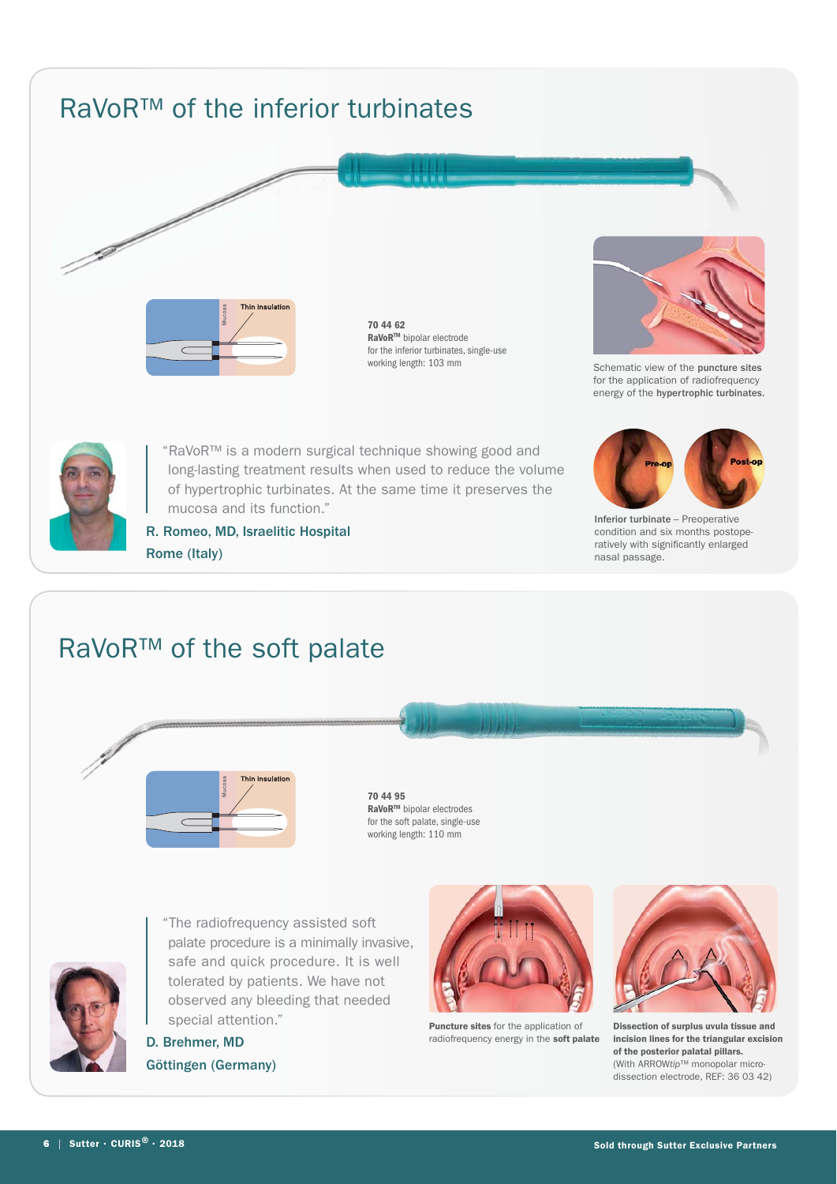# RaVoR™ of the inferior turbinates

Thin insulation

Mucosa

**70 44 62**
**RaVoR™** bipolar electrode
for the inferior turbinates, single-use
working length: 103 mm

Schematic view of the **puncture sites** for the application of radiofrequency energy of the **hypertrophic turbinates.**

"RaVoR™ is a modern surgical technique showing good and long-lasting treatment results when used to reduce the volume of hypertrophic turbinates. At the same time it preserves the mucosa and its function."

R. Romeo, MD, Israelitic Hospital
Rome (Italy)

Pre-op Post-op

**Inferior turbinate** – Preoperative condition and six months postoperatively with significantly enlarged nasal passage.

# RaVoR™ of the soft palate

Thin insulation

Mucosa

**70 44 95**
**RaVoR™** bipolar electrodes
for the soft palate, single-use
working length: 110 mm

"The radiofrequency assisted soft palate procedure is a minimally invasive, safe and quick procedure. It is well tolerated by patients. We have not observed any bleeding that needed special attention."

D. Brehmer, MD
Göttingen (Germany)

**Puncture sites** for the application of radiofrequency energy in the **soft palate**

**Dissection of surplus uvula tissue and incision lines for the triangular excision of the posterior palatal pillars.**
(With ARROW*tip*™ monopolar microdissection electrode, REF: 36 03 42)

Sold through Sutter Exclusive Partners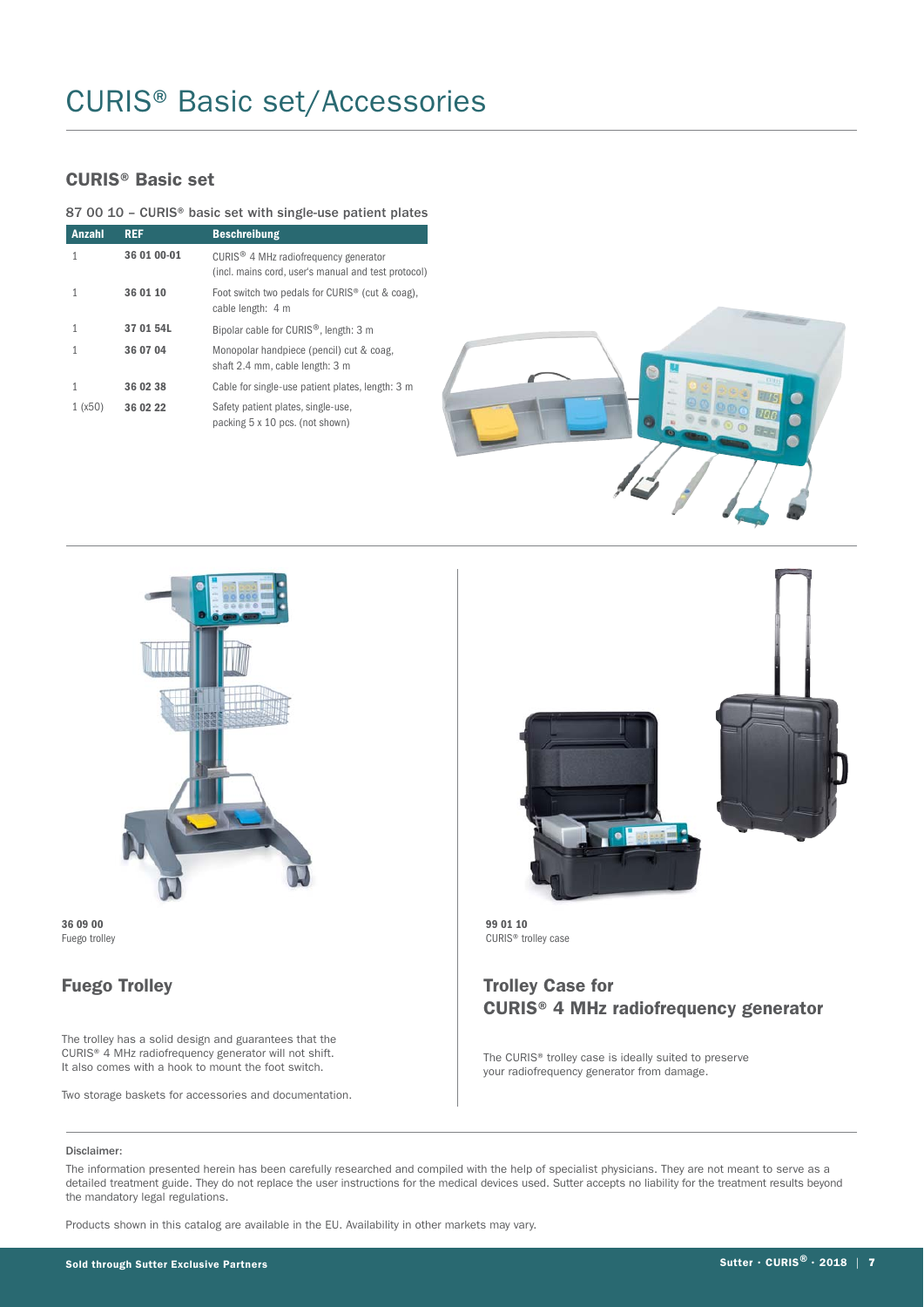# CURIS® Basic set/Accessories

## CURIS® Basic set

87 00 10 – CURIS® basic set with single-use patient plates

| Anzahl | REF | Beschreibung |
|---|---|---|
| 1 | 36 01 00-01 | CURIS® 4 MHz radiofrequency generator (incl. mains cord, user's manual and test protocol) |
| 1 | 36 01 10 | Foot switch two pedals for CURIS® (cut & coag), cable length: 4 m |
| 1 | 37 01 54L | Bipolar cable for CURIS®, length: 3 m |
| 1 | 36 07 04 | Monopolar handpiece (pencil) cut & coag, shaft 2.4 mm, cable length: 3 m |
| 1 | 36 02 38 | Cable for single-use patient plates, length: 3 m |
| 1 (x50) | 36 02 22 | Safety patient plates, single-use, packing 5 x 10 pcs. (not shown) |

**36 09 00**
Fuego trolley

## Fuego Trolley

The trolley has a solid design and guarantees that the CURIS® 4 MHz radiofrequency generator will not shift. It also comes with a hook to mount the foot switch.

Two storage baskets for accessories and documentation.

**99 01 10**
CURIS® trolley case

## Trolley Case for CURIS® 4 MHz radiofrequency generator

The CURIS® trolley case is ideally suited to preserve your radiofrequency generator from damage.

Disclaimer:

The information presented herein has been carefully researched and compiled with the help of specialist physicians. They are not meant to serve as a detailed treatment guide. They do not replace the user instructions for the medical devices used. Sutter accepts no liability for the treatment results beyond the mandatory legal regulations.

Products shown in this catalog are available in the EU. Availability in other markets may vary.

**Sold through Sutter Exclusive Partners**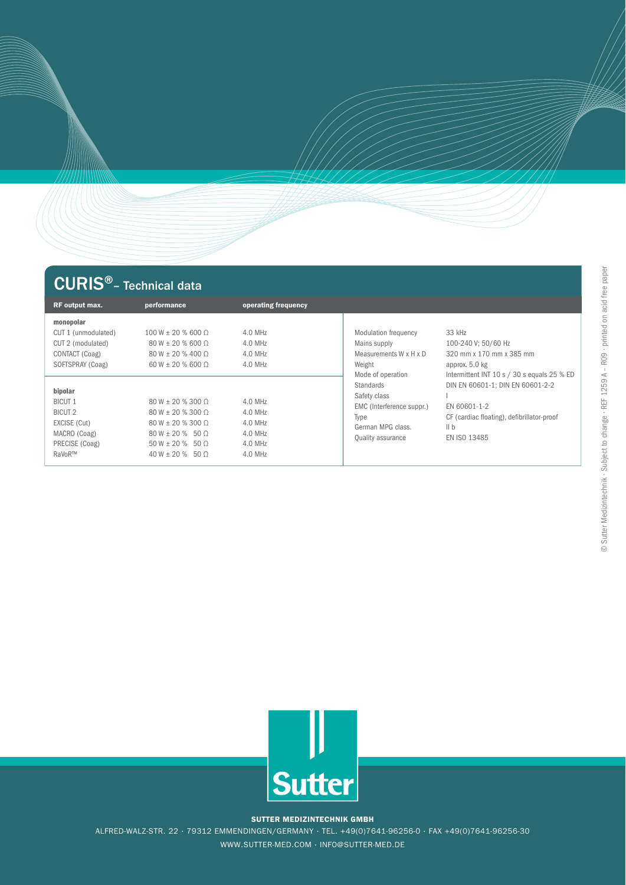# CURIS®– Technical data

| RF output max. | performance | operating frequency |
|---|---|---|
| **monopolar** | | |
| CUT 1 (unmodulated) | 100 W ± 20 % 600 Ω | 4.0 MHz |
| CUT 2 (modulated) | 80 W ± 20 % 600 Ω | 4.0 MHz |
| CONTACT (Coag) | 80 W ± 20 % 400 Ω | 4.0 MHz |
| SOFTSPRAY (Coag) | 60 W ± 20 % 600 Ω | 4.0 MHz |
| **bipolar** | | |
| BICUT 1 | 80 W ± 20 % 300 Ω | 4.0 MHz |
| BICUT 2 | 80 W ± 20 % 300 Ω | 4.0 MHz |
| EXCISE (Cut) | 80 W ± 20 % 300 Ω | 4.0 MHz |
| MACRO (Coag) | 80 W ± 20 % 50 Ω | 4.0 MHz |
| PRECISE (Coag) | 50 W ± 20 % 50 Ω | 4.0 MHz |
| RaVoR™ | 40 W ± 20 % 50 Ω | 4.0 MHz |

| | |
|---|---|
| Modulation frequency | 33 kHz |
| Mains supply | 100-240 V; 50/60 Hz |
| Measurements W x H x D | 320 mm x 170 mm x 385 mm |
| Weight | approx. 5.0 kg |
| Mode of operation | Intermittent INT 10 s / 30 s equals 25 % ED |
| Standards | DIN EN 60601-1; DIN EN 60601-2-2 |
| Safety class | I |
| EMC (Interference suppr.) | EN 60601-1-2 |
| Type | CF (cardiac floating), defibrillator-proof |
| German MPG class. | II b |
| Quality assurance | EN ISO 13485 |

© Sutter Medizintechnik · Subject to change · REF 1259 A – R09 · printed on acid free paper

Sutter

**SUTTER MEDIZINTECHNIK GMBH**

ALFRED-WALZ-STR. 22 · 79312 EMMENDINGEN/GERMANY · TEL. +49(0)7641-96256-0 · FAX +49(0)7641-96256-30

WWW.SUTTER-MED.COM · INFO@SUTTER-MED.DE